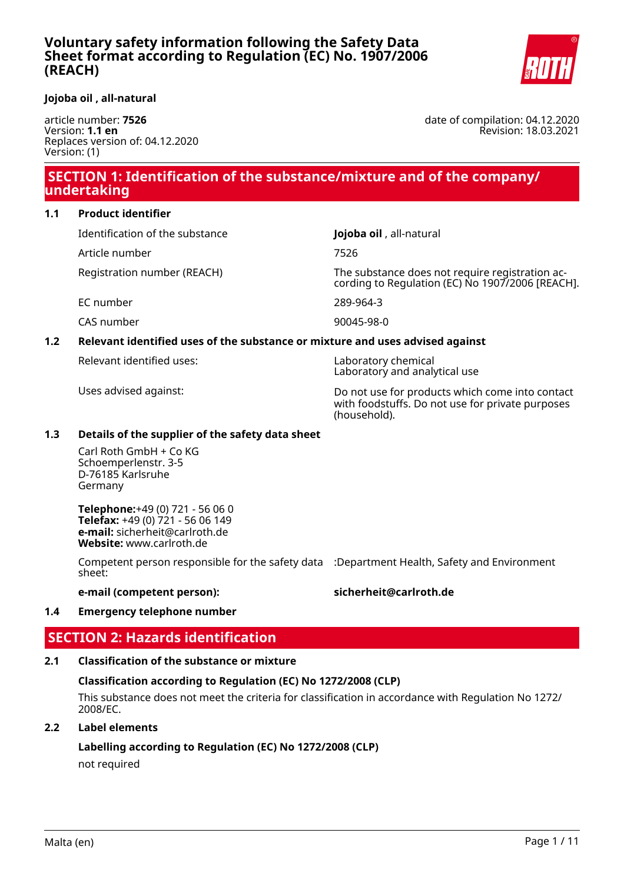# Voluntary safety information following the Safety Data Sheet format according to Regulation (EC) No. 1907/2006 (REACH)

**Jojoba oil , all-natural**

article number: **7526**
Version: **1.1 en**
Replaces version of: 04.12.2020
Version: (1)

date of compilation: 04.12.2020
Revision: 18.03.2021

## SECTION 1: Identification of the substance/mixture and of the company/undertaking

### 1.1 Product identifier

| | |
|---|---|
| Identification of the substance | **Jojoba oil** , all-natural |
| Article number | 7526 |
| Registration number (REACH) | The substance does not require registration according to Regulation (EC) No 1907/2006 [REACH]. |
| EC number | 289-964-3 |
| CAS number | 90045-98-0 |

### 1.2 Relevant identified uses of the substance or mixture and uses advised against

| | |
|---|---|
| Relevant identified uses: | Laboratory chemical<br>Laboratory and analytical use |
| Uses advised against: | Do not use for products which come into contact with foodstuffs. Do not use for private purposes (household). |

### 1.3 Details of the supplier of the safety data sheet

Carl Roth GmbH + Co KG
Schoemperlenstr. 3-5
D-76185 Karlsruhe
Germany

**Telephone:**+49 (0) 721 - 56 06 0
**Telefax:** +49 (0) 721 - 56 06 149
**e-mail:** sicherheit@carlroth.de
**Website:** www.carlroth.de

Competent person responsible for the safety data sheet: :Department Health, Safety and Environment

**e-mail (competent person):** **sicherheit@carlroth.de**

### 1.4 Emergency telephone number

## SECTION 2: Hazards identification

### 2.1 Classification of the substance or mixture

**Classification according to Regulation (EC) No 1272/2008 (CLP)**

This substance does not meet the criteria for classification in accordance with Regulation No 1272/2008/EC.

### 2.2 Label elements

**Labelling according to Regulation (EC) No 1272/2008 (CLP)**

not required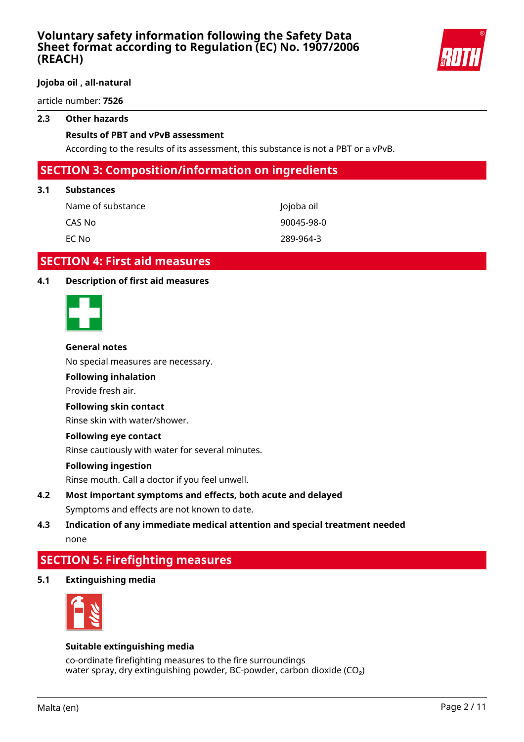### 2.3 Other hazards

**Results of PBT and vPvB assessment**

According to the results of its assessment, this substance is not a PBT or a vPvB.

## SECTION 3: Composition/information on ingredients

### 3.1 Substances

| | |
|---|---|
| Name of substance | Jojoba oil |
| CAS No | 90045-98-0 |
| EC No | 289-964-3 |

## SECTION 4: First aid measures

### 4.1 Description of first aid measures

**General notes**

No special measures are necessary.

**Following inhalation**

Provide fresh air.

**Following skin contact**

Rinse skin with water/shower.

**Following eye contact**

Rinse cautiously with water for several minutes.

**Following ingestion**

Rinse mouth. Call a doctor if you feel unwell.

### 4.2 Most important symptoms and effects, both acute and delayed

Symptoms and effects are not known to date.

### 4.3 Indication of any immediate medical attention and special treatment needed

none

## SECTION 5: Firefighting measures

### 5.1 Extinguishing media

**Suitable extinguishing media**

co-ordinate firefighting measures to the fire surroundings
water spray, dry extinguishing powder, BC-powder, carbon dioxide ($CO_2$)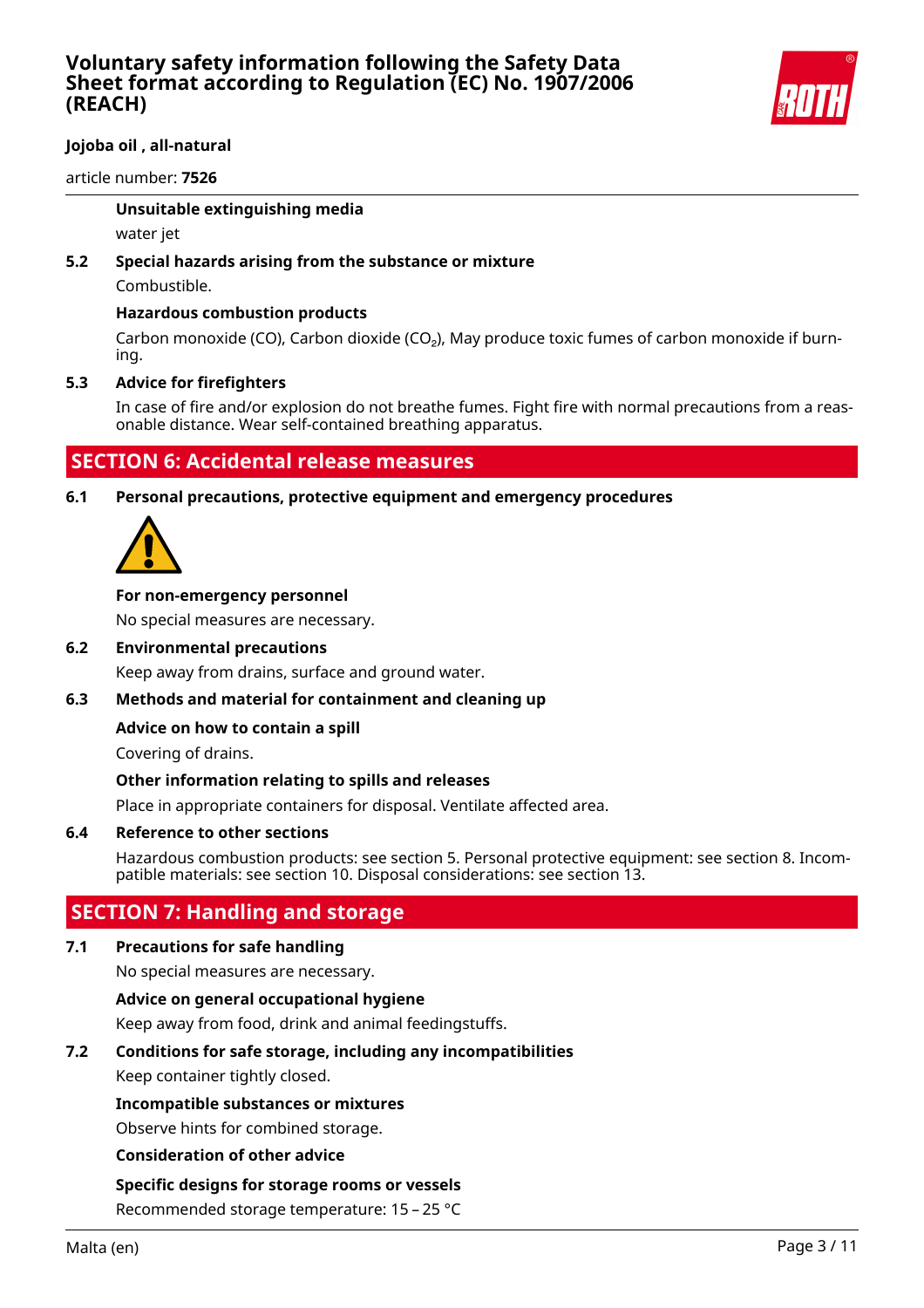**Unsuitable extinguishing media**

water jet

**5.2 Special hazards arising from the substance or mixture**

Combustible.

**Hazardous combustion products**

Carbon monoxide (CO), Carbon dioxide ($CO_2$), May produce toxic fumes of carbon monoxide if burning.

**5.3 Advice for firefighters**

In case of fire and/or explosion do not breathe fumes. Fight fire with normal precautions from a reasonable distance. Wear self-contained breathing apparatus.

## SECTION 6: Accidental release measures

**6.1 Personal precautions, protective equipment and emergency procedures**

**For non-emergency personnel**

No special measures are necessary.

**6.2 Environmental precautions**

Keep away from drains, surface and ground water.

**6.3 Methods and material for containment and cleaning up**

**Advice on how to contain a spill**

Covering of drains.

**Other information relating to spills and releases**

Place in appropriate containers for disposal. Ventilate affected area.

**6.4 Reference to other sections**

Hazardous combustion products: see section 5. Personal protective equipment: see section 8. Incompatible materials: see section 10. Disposal considerations: see section 13.

## SECTION 7: Handling and storage

**7.1 Precautions for safe handling**

No special measures are necessary.

**Advice on general occupational hygiene**

Keep away from food, drink and animal feedingstuffs.

**7.2 Conditions for safe storage, including any incompatibilities**

Keep container tightly closed.

**Incompatible substances or mixtures**

Observe hints for combined storage.

**Consideration of other advice**

**Specific designs for storage rooms or vessels**

Recommended storage temperature: 15 – 25 °C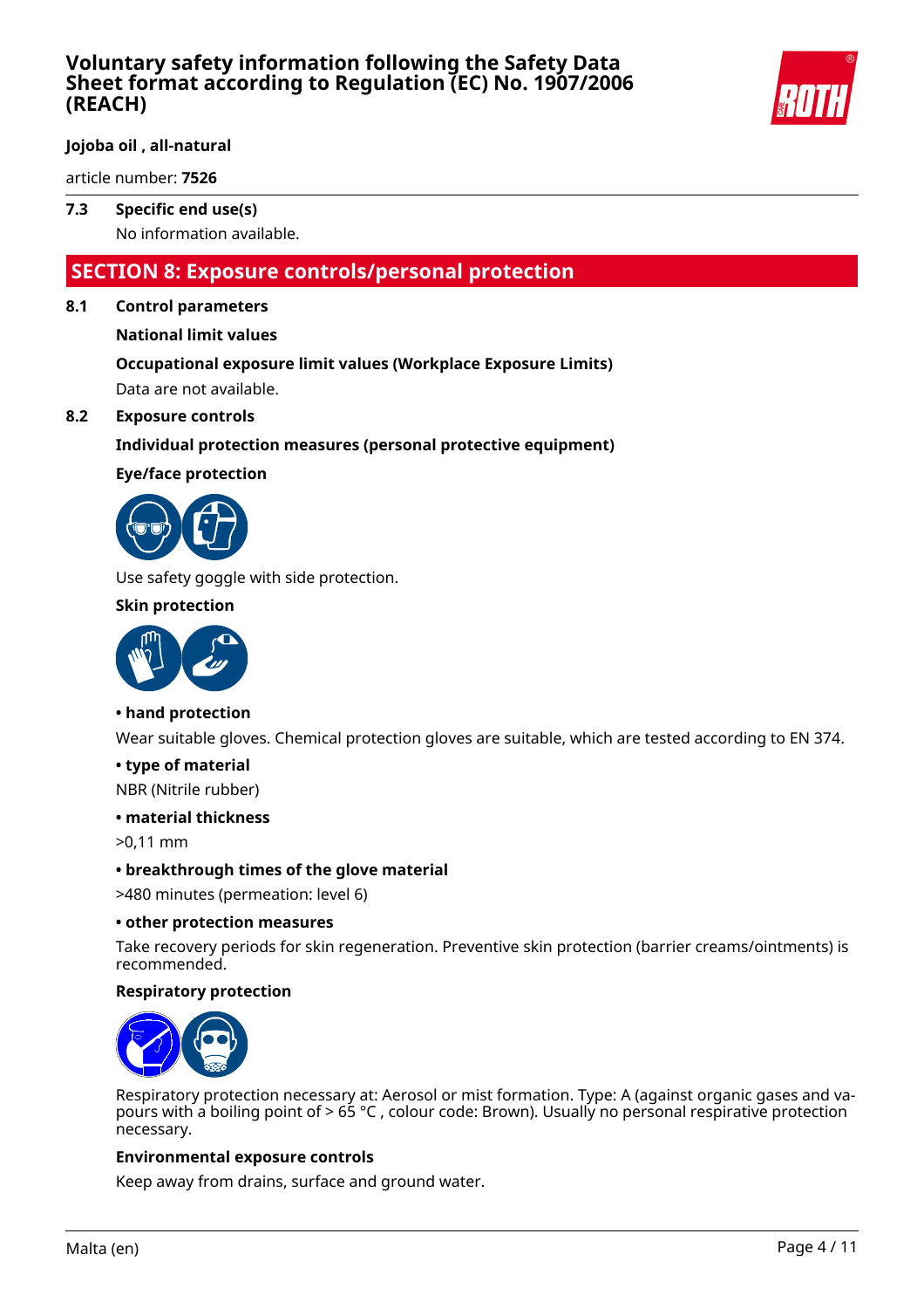### 7.3 Specific end use(s)

No information available.

## SECTION 8: Exposure controls/personal protection

### 8.1 Control parameters

**National limit values**

**Occupational exposure limit values (Workplace Exposure Limits)**

Data are not available.

### 8.2 Exposure controls

**Individual protection measures (personal protective equipment)**

**Eye/face protection**

Use safety goggle with side protection.

**Skin protection**

**• hand protection**

Wear suitable gloves. Chemical protection gloves are suitable, which are tested according to EN 374.

**• type of material**

NBR (Nitrile rubber)

**• material thickness**

>0,11 mm

**• breakthrough times of the glove material**

>480 minutes (permeation: level 6)

**• other protection measures**

Take recovery periods for skin regeneration. Preventive skin protection (barrier creams/ointments) is recommended.

**Respiratory protection**

Respiratory protection necessary at: Aerosol or mist formation. Type: A (against organic gases and vapours with a boiling point of > 65 °C , colour code: Brown). Usually no personal respirative protection necessary.

**Environmental exposure controls**

Keep away from drains, surface and ground water.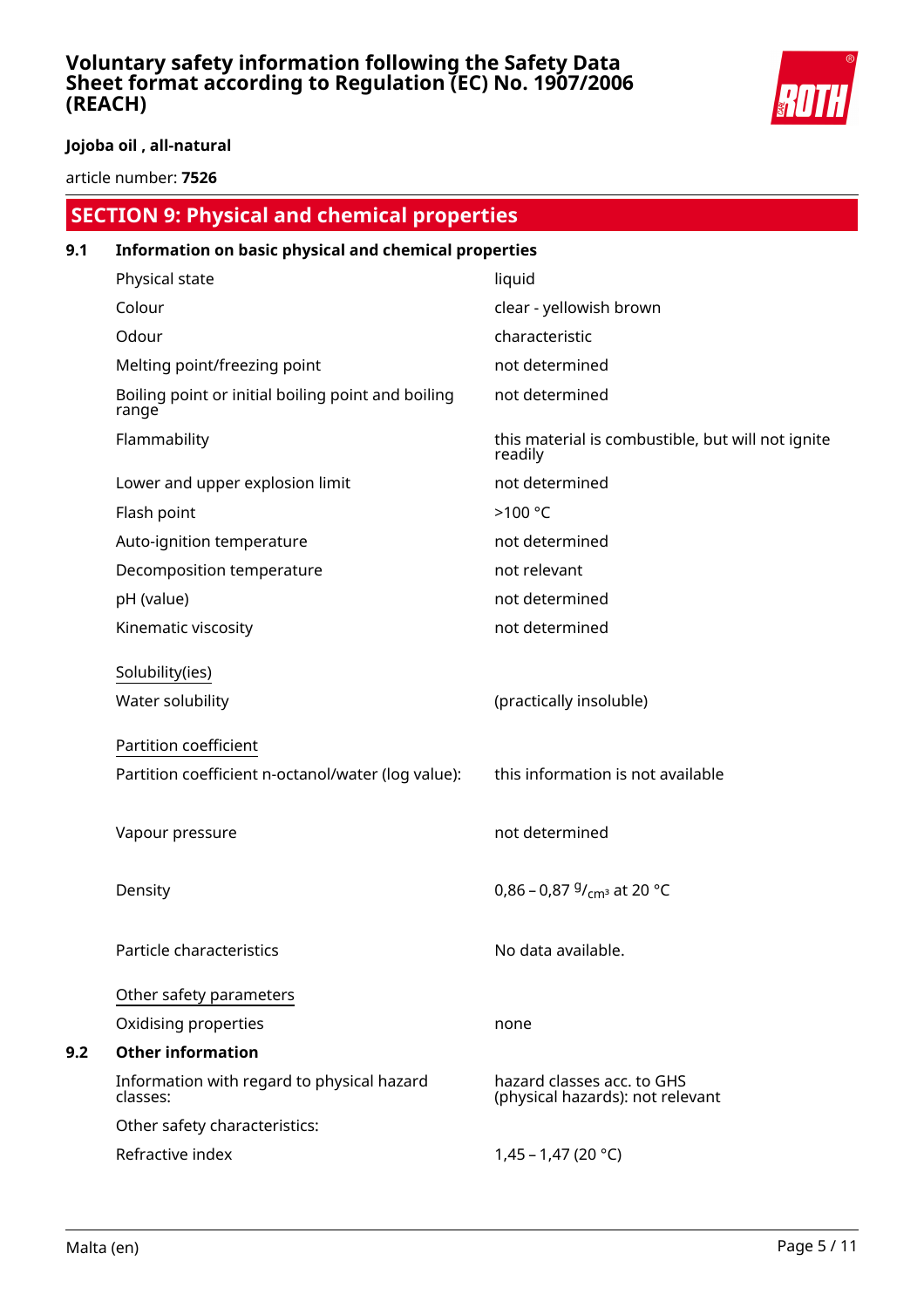## SECTION 9: Physical and chemical properties

### 9.1 Information on basic physical and chemical properties

| | |
|---|---|
| Physical state | liquid |
| Colour | clear - yellowish brown |
| Odour | characteristic |
| Melting point/freezing point | not determined |
| Boiling point or initial boiling point and boiling range | not determined |
| Flammability | this material is combustible, but will not ignite readily |
| Lower and upper explosion limit | not determined |
| Flash point | >100 °C |
| Auto-ignition temperature | not determined |
| Decomposition temperature | not relevant |
| pH (value) | not determined |
| Kinematic viscosity | not determined |

Solubility(ies)

| | |
|---|---|
| Water solubility | (practically insoluble) |

Partition coefficient

| | |
|---|---|
| Partition coefficient n-octanol/water (log value): | this information is not available |
| Vapour pressure | not determined |
| Density | 0,86 – 0,87 $^{g}/_{cm^3}$ at 20 °C |
| Particle characteristics | No data available. |

Other safety parameters

| | |
|---|---|
| Oxidising properties | none |

### 9.2 Other information

| | |
|---|---|
| Information with regard to physical hazard classes: | hazard classes acc. to GHS (physical hazards): not relevant |
| Other safety characteristics: | |
| Refractive index | 1,45 – 1,47 (20 °C) |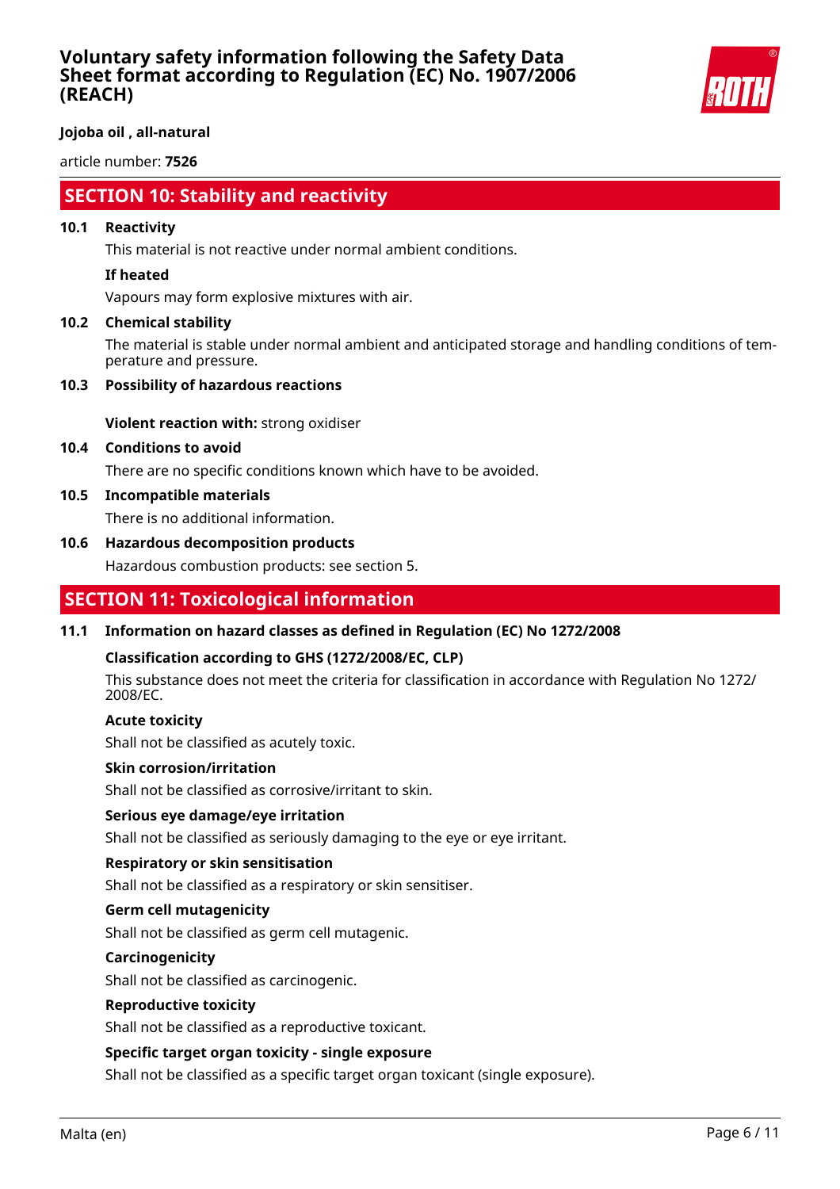## SECTION 10: Stability and reactivity

### 10.1 Reactivity

This material is not reactive under normal ambient conditions.

**If heated**

Vapours may form explosive mixtures with air.

### 10.2 Chemical stability

The material is stable under normal ambient and anticipated storage and handling conditions of temperature and pressure.

### 10.3 Possibility of hazardous reactions

**Violent reaction with:** strong oxidiser

### 10.4 Conditions to avoid

There are no specific conditions known which have to be avoided.

### 10.5 Incompatible materials

There is no additional information.

### 10.6 Hazardous decomposition products

Hazardous combustion products: see section 5.

## SECTION 11: Toxicological information

### 11.1 Information on hazard classes as defined in Regulation (EC) No 1272/2008

**Classification according to GHS (1272/2008/EC, CLP)**

This substance does not meet the criteria for classification in accordance with Regulation No 1272/2008/EC.

**Acute toxicity**

Shall not be classified as acutely toxic.

**Skin corrosion/irritation**

Shall not be classified as corrosive/irritant to skin.

**Serious eye damage/eye irritation**

Shall not be classified as seriously damaging to the eye or eye irritant.

**Respiratory or skin sensitisation**

Shall not be classified as a respiratory or skin sensitiser.

**Germ cell mutagenicity**

Shall not be classified as germ cell mutagenic.

**Carcinogenicity**

Shall not be classified as carcinogenic.

**Reproductive toxicity**

Shall not be classified as a reproductive toxicant.

**Specific target organ toxicity - single exposure**

Shall not be classified as a specific target organ toxicant (single exposure).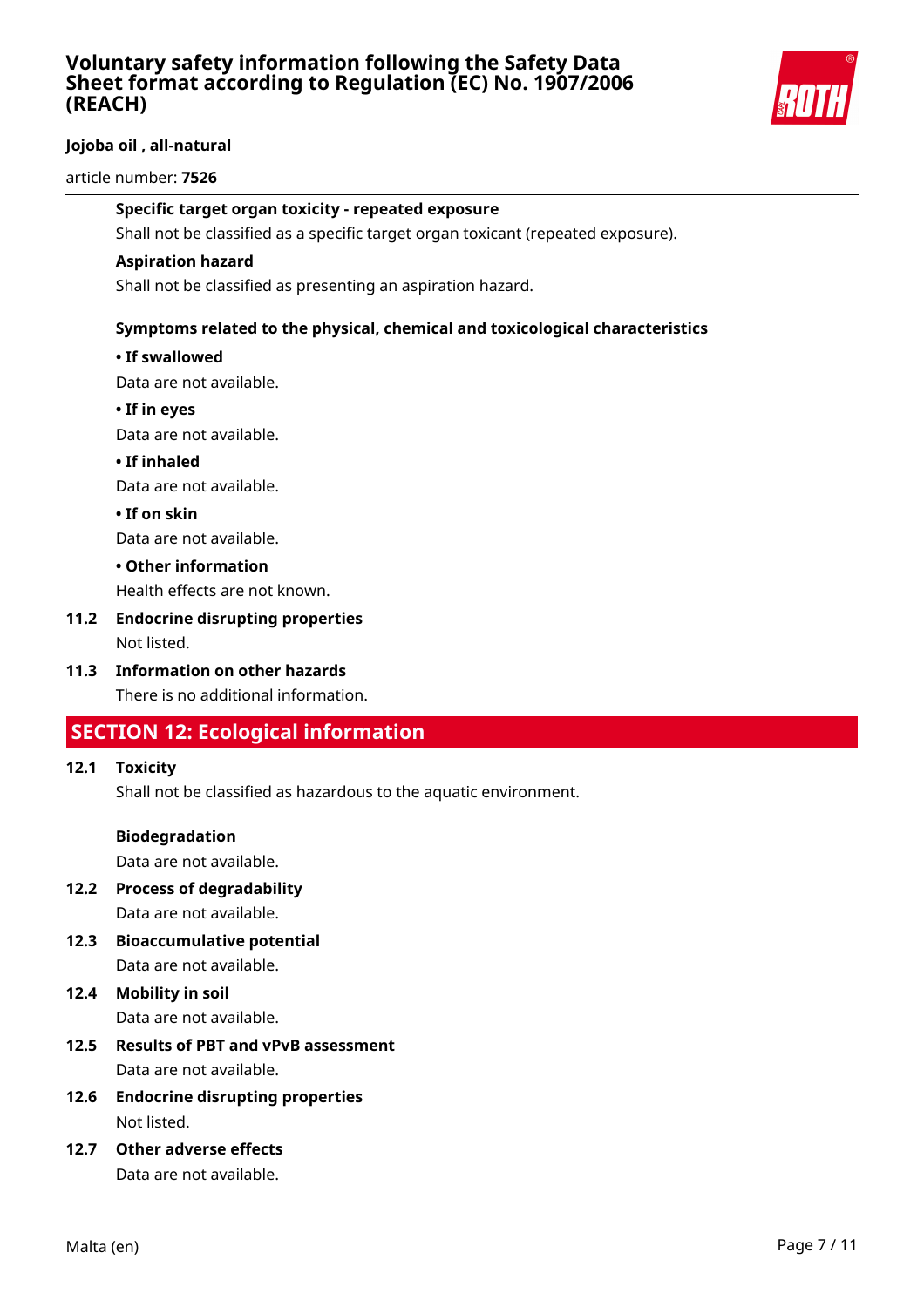**Specific target organ toxicity - repeated exposure**

Shall not be classified as a specific target organ toxicant (repeated exposure).

**Aspiration hazard**

Shall not be classified as presenting an aspiration hazard.

**Symptoms related to the physical, chemical and toxicological characteristics**

**• If swallowed**

Data are not available.

**• If in eyes**

Data are not available.

**• If inhaled**

Data are not available.

**• If on skin**

Data are not available.

**• Other information**

Health effects are not known.

### 11.2 Endocrine disrupting properties

Not listed.

### 11.3 Information on other hazards

There is no additional information.

## SECTION 12: Ecological information

### 12.1 Toxicity

Shall not be classified as hazardous to the aquatic environment.

**Biodegradation**

Data are not available.

### 12.2 Process of degradability

Data are not available.

### 12.3 Bioaccumulative potential

Data are not available.

### 12.4 Mobility in soil

Data are not available.

### 12.5 Results of PBT and vPvB assessment

Data are not available.

### 12.6 Endocrine disrupting properties

Not listed.

### 12.7 Other adverse effects

Data are not available.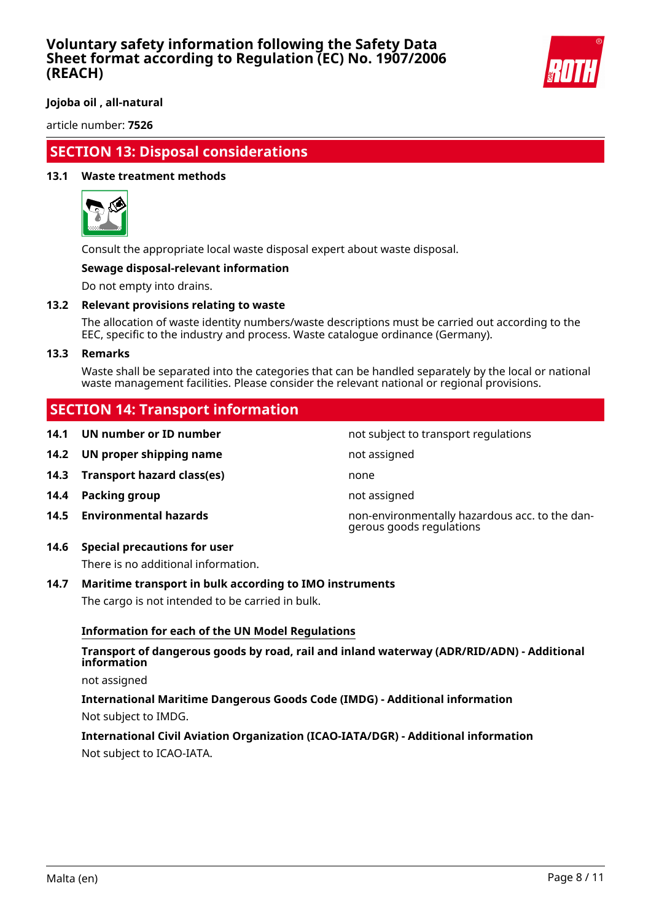## SECTION 13: Disposal considerations

### 13.1 Waste treatment methods

Consult the appropriate local waste disposal expert about waste disposal.

**Sewage disposal-relevant information**

Do not empty into drains.

### 13.2 Relevant provisions relating to waste

The allocation of waste identity numbers/waste descriptions must be carried out according to the EEC, specific to the industry and process. Waste catalogue ordinance (Germany).

### 13.3 Remarks

Waste shall be separated into the categories that can be handled separately by the local or national waste management facilities. Please consider the relevant national or regional provisions.

## SECTION 14: Transport information

| | | |
|---|---|---|
| **14.1** | **UN number or ID number** | not subject to transport regulations |
| **14.2** | **UN proper shipping name** | not assigned |
| **14.3** | **Transport hazard class(es)** | none |
| **14.4** | **Packing group** | not assigned |
| **14.5** | **Environmental hazards** | non-environmentally hazardous acc. to the dangerous goods regulations |

### 14.6 Special precautions for user

There is no additional information.

### 14.7 Maritime transport in bulk according to IMO instruments

The cargo is not intended to be carried in bulk.

**Information for each of the UN Model Regulations**

**Transport of dangerous goods by road, rail and inland waterway (ADR/RID/ADN) - Additional information**

not assigned

**International Maritime Dangerous Goods Code (IMDG) - Additional information**

Not subject to IMDG.

**International Civil Aviation Organization (ICAO-IATA/DGR) - Additional information**

Not subject to ICAO-IATA.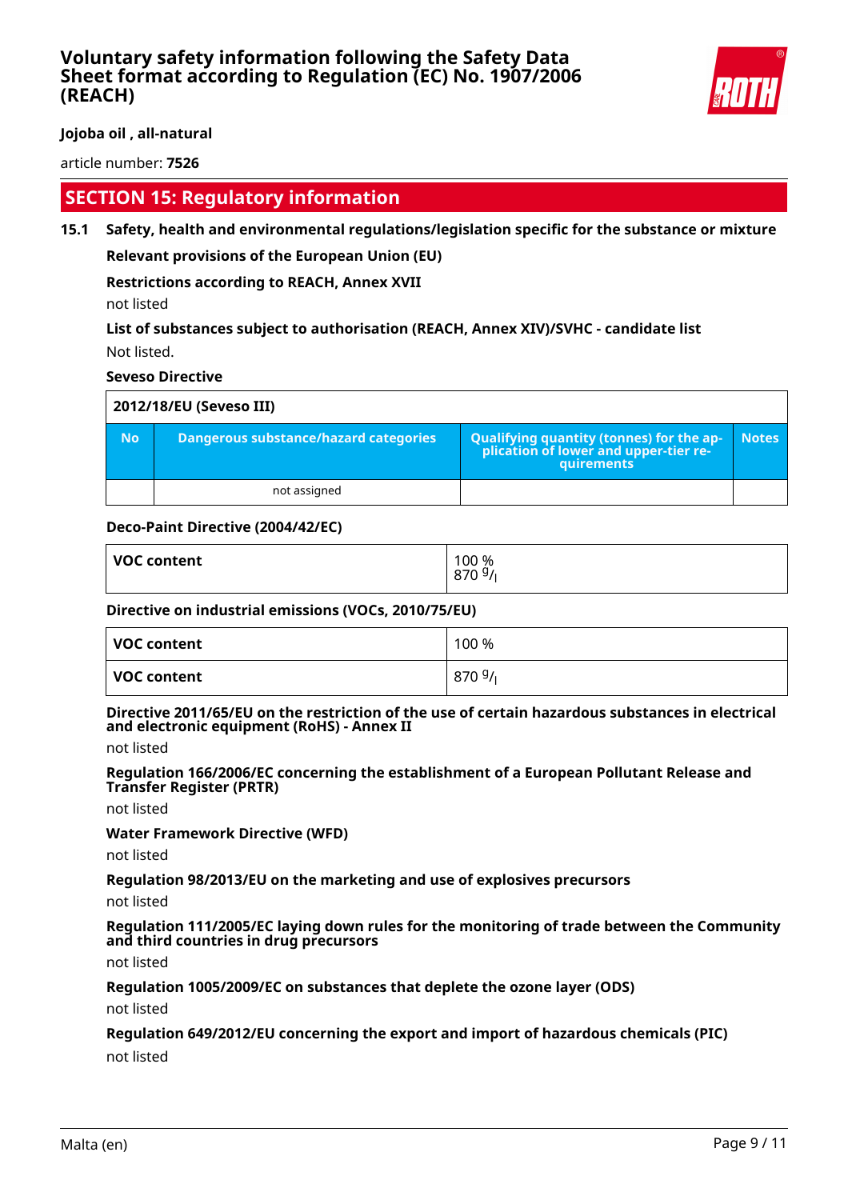## SECTION 15: Regulatory information

### 15.1 Safety, health and environmental regulations/legislation specific for the substance or mixture

**Relevant provisions of the European Union (EU)**

**Restrictions according to REACH, Annex XVII**

not listed

**List of substances subject to authorisation (REACH, Annex XIV)/SVHC - candidate list**

Not listed.

**Seveso Directive**

| 2012/18/EU (Seveso III) | | | |
|---|---|---|---|
| **No** | **Dangerous substance/hazard categories** | **Qualifying quantity (tonnes) for the application of lower and upper-tier requirements** | **Notes** |
| | not assigned | | |

**Deco-Paint Directive (2004/42/EC)**

| VOC content | 100 %<br>870 g/l |
|---|---|

**Directive on industrial emissions (VOCs, 2010/75/EU)**

| VOC content | 100 % |
|---|---|
| **VOC content** | 870 g/l |

**Directive 2011/65/EU on the restriction of the use of certain hazardous substances in electrical and electronic equipment (RoHS) - Annex II**

not listed

**Regulation 166/2006/EC concerning the establishment of a European Pollutant Release and Transfer Register (PRTR)**

not listed

**Water Framework Directive (WFD)**

not listed

**Regulation 98/2013/EU on the marketing and use of explosives precursors**

not listed

**Regulation 111/2005/EC laying down rules for the monitoring of trade between the Community and third countries in drug precursors**

not listed

**Regulation 1005/2009/EC on substances that deplete the ozone layer (ODS)**

not listed

**Regulation 649/2012/EU concerning the export and import of hazardous chemicals (PIC)**

not listed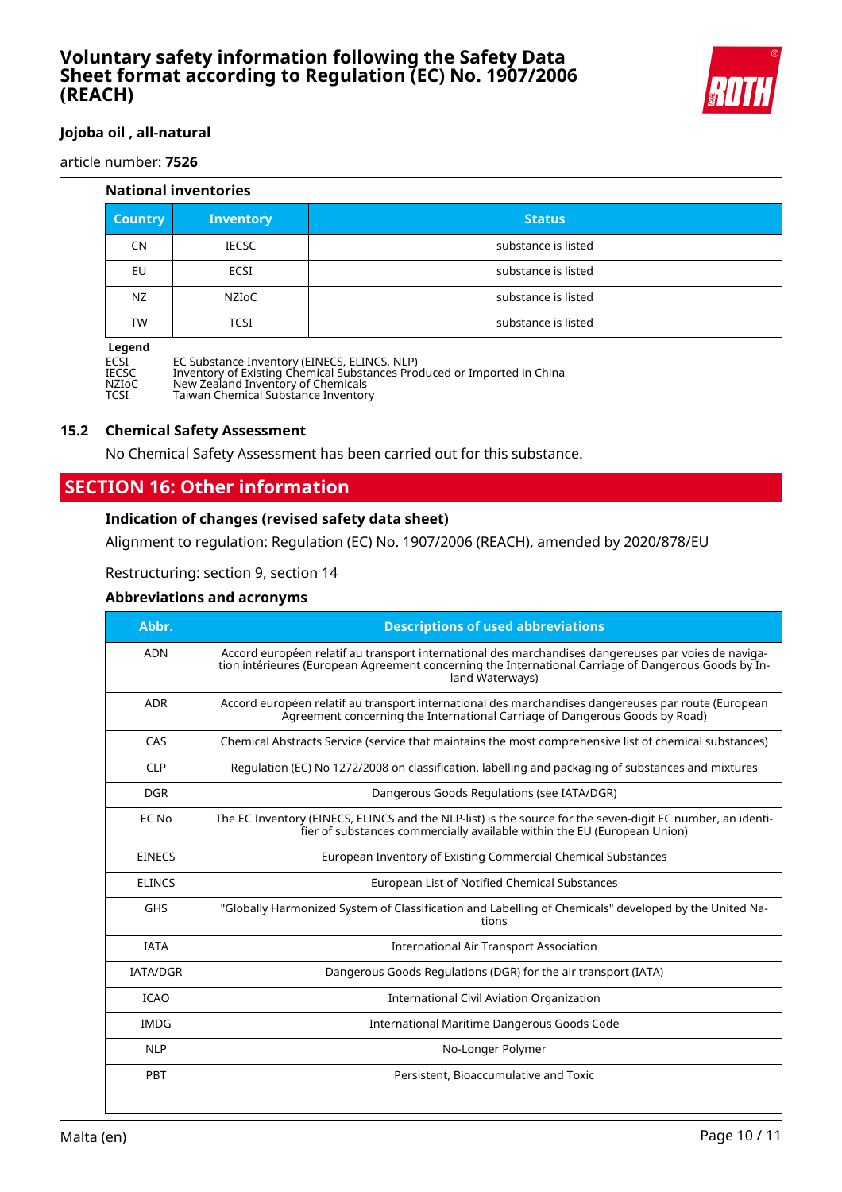#### National inventories

| Country | Inventory | Status |
|---|---|---|
| CN | IECSC | substance is listed |
| EU | ECSI | substance is listed |
| NZ | NZIoC | substance is listed |
| TW | TCSI | substance is listed |

**Legend**

ECSI EC Substance Inventory (EINECS, ELINCS, NLP)
IECSC Inventory of Existing Chemical Substances Produced or Imported in China
NZIoC New Zealand Inventory of Chemicals
TCSI Taiwan Chemical Substance Inventory

### 15.2 Chemical Safety Assessment

No Chemical Safety Assessment has been carried out for this substance.

## SECTION 16: Other information

#### Indication of changes (revised safety data sheet)

Alignment to regulation: Regulation (EC) No. 1907/2006 (REACH), amended by 2020/878/EU

Restructuring: section 9, section 14

#### Abbreviations and acronyms

| Abbr. | Descriptions of used abbreviations |
|---|---|
| ADN | Accord européen relatif au transport international des marchandises dangereuses par voies de navigation intérieures (European Agreement concerning the International Carriage of Dangerous Goods by Inland Waterways) |
| ADR | Accord européen relatif au transport international des marchandises dangereuses par route (European Agreement concerning the International Carriage of Dangerous Goods by Road) |
| CAS | Chemical Abstracts Service (service that maintains the most comprehensive list of chemical substances) |
| CLP | Regulation (EC) No 1272/2008 on classification, labelling and packaging of substances and mixtures |
| DGR | Dangerous Goods Regulations (see IATA/DGR) |
| EC No | The EC Inventory (EINECS, ELINCS and the NLP-list) is the source for the seven-digit EC number, an identifier of substances commercially available within the EU (European Union) |
| EINECS | European Inventory of Existing Commercial Chemical Substances |
| ELINCS | European List of Notified Chemical Substances |
| GHS | "Globally Harmonized System of Classification and Labelling of Chemicals" developed by the United Nations |
| IATA | International Air Transport Association |
| IATA/DGR | Dangerous Goods Regulations (DGR) for the air transport (IATA) |
| ICAO | International Civil Aviation Organization |
| IMDG | International Maritime Dangerous Goods Code |
| NLP | No-Longer Polymer |
| PBT | Persistent, Bioaccumulative and Toxic |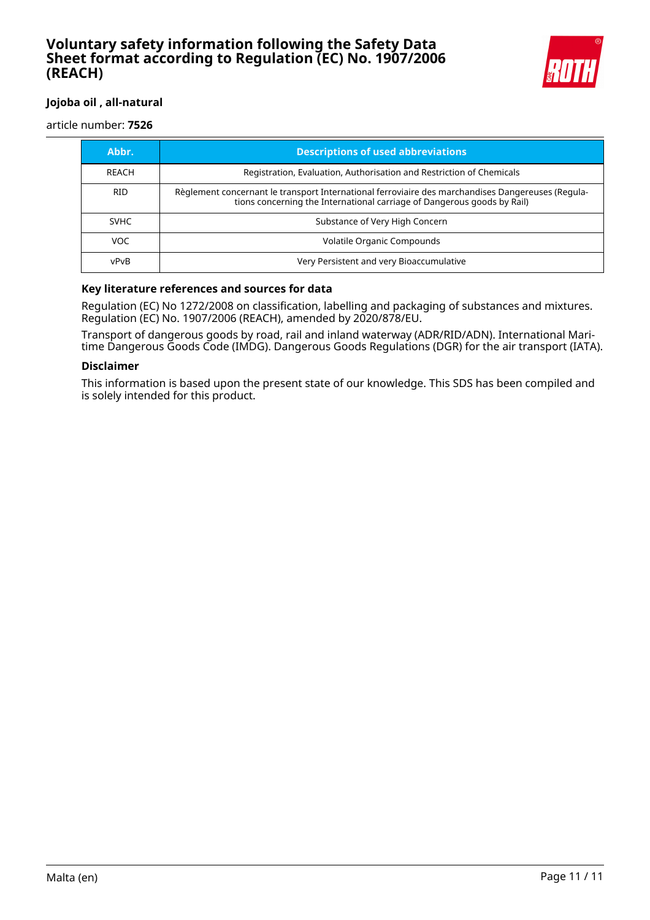| Abbr. | Descriptions of used abbreviations |
|---|---|
| REACH | Registration, Evaluation, Authorisation and Restriction of Chemicals |
| RID | Règlement concernant le transport International ferroviaire des marchandises Dangereuses (Regulations concerning the International carriage of Dangerous goods by Rail) |
| SVHC | Substance of Very High Concern |
| VOC | Volatile Organic Compounds |
| vPvB | Very Persistent and very Bioaccumulative |

### Key literature references and sources for data

Regulation (EC) No 1272/2008 on classification, labelling and packaging of substances and mixtures. Regulation (EC) No. 1907/2006 (REACH), amended by 2020/878/EU.

Transport of dangerous goods by road, rail and inland waterway (ADR/RID/ADN). International Maritime Dangerous Goods Code (IMDG). Dangerous Goods Regulations (DGR) for the air transport (IATA).

### Disclaimer

This information is based upon the present state of our knowledge. This SDS has been compiled and is solely intended for this product.